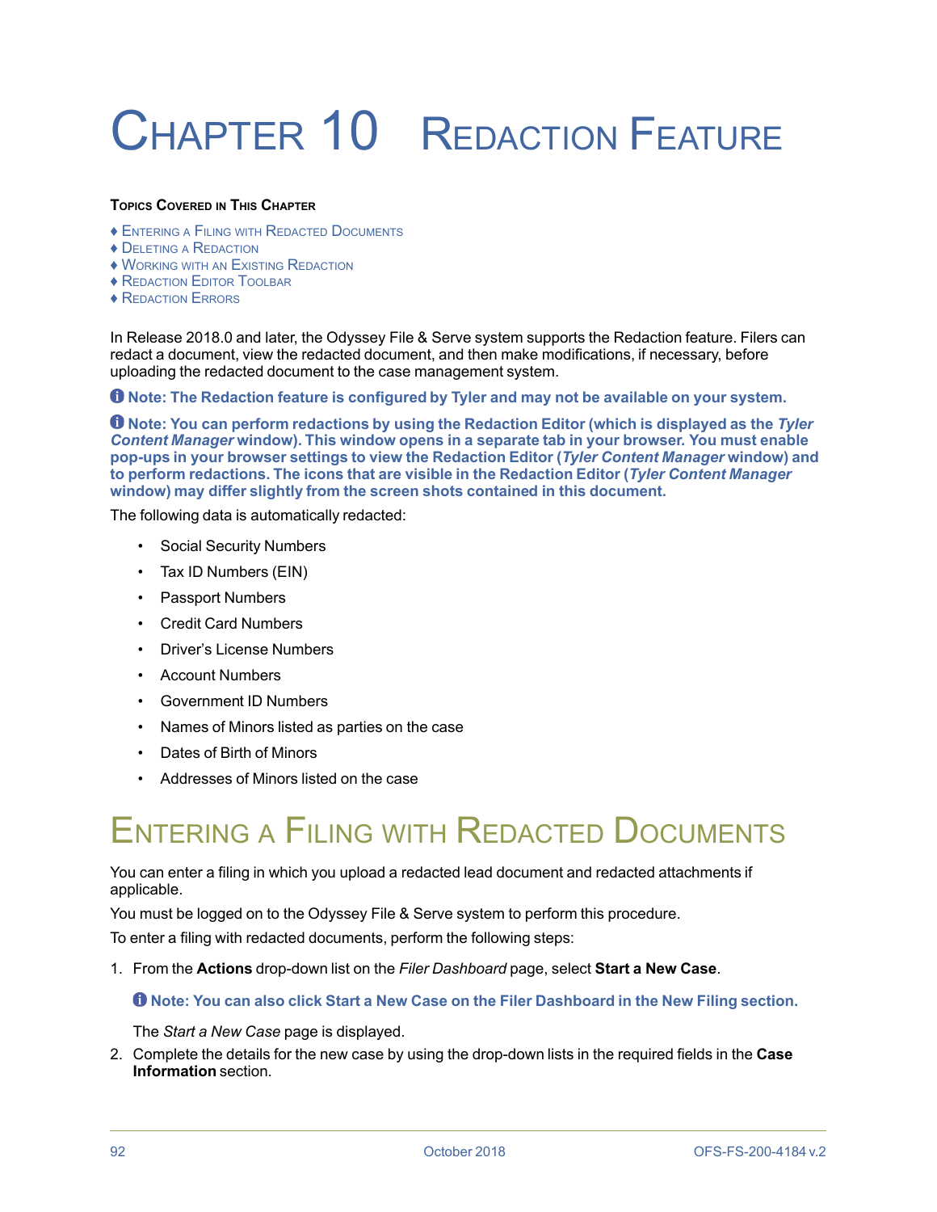# Chapter 10 Redaction Feature

**Topics Covered in This Chapter**

- ♦ Entering a Filing with Redacted Documents
- ♦ Deleting a Redaction
- ♦ Working with an Existing Redaction
- ♦ Redaction Editor Toolbar
- ♦ Redaction Errors

In Release 2018.0 and later, the Odyssey File & Serve system supports the Redaction feature. Filers can redact a document, view the redacted document, and then make modifications, if necessary, before uploading the redacted document to the case management system.

**Note: The Redaction feature is configured by Tyler and may not be available on your system.**

**Note: You can perform redactions by using the Redaction Editor (which is displayed as the *Tyler Content Manager* window). This window opens in a separate tab in your browser. You must enable pop-ups in your browser settings to view the Redaction Editor (*Tyler Content Manager* window) and to perform redactions. The icons that are visible in the Redaction Editor (*Tyler Content Manager* window) may differ slightly from the screen shots contained in this document.**

The following data is automatically redacted:

- Social Security Numbers
- Tax ID Numbers (EIN)
- Passport Numbers
- Credit Card Numbers
- Driver's License Numbers
- Account Numbers
- Government ID Numbers
- Names of Minors listed as parties on the case
- Dates of Birth of Minors
- Addresses of Minors listed on the case

## Entering a Filing with Redacted Documents

You can enter a filing in which you upload a redacted lead document and redacted attachments if applicable.

You must be logged on to the Odyssey File & Serve system to perform this procedure.

To enter a filing with redacted documents, perform the following steps:

1. From the **Actions** drop-down list on the *Filer Dashboard* page, select **Start a New Case**.

   **Note: You can also click Start a New Case on the Filer Dashboard in the New Filing section.**

   The *Start a New Case* page is displayed.

2. Complete the details for the new case by using the drop-down lists in the required fields in the **Case Information** section.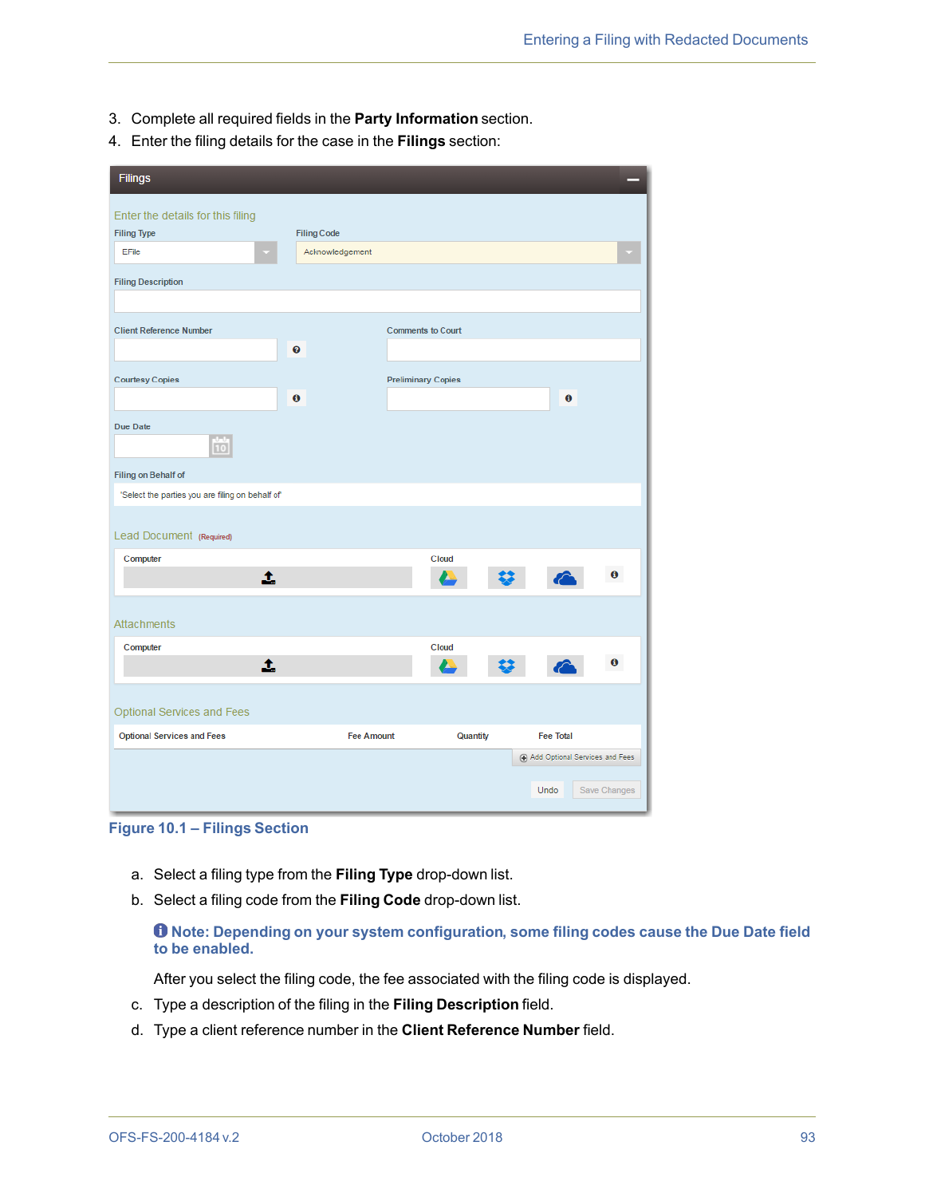3. Complete all required fields in the **Party Information** section.
4. Enter the filing details for the case in the **Filings** section:

**Figure 10.1 – Filings Section**

   a. Select a filing type from the **Filing Type** drop-down list.

   b. Select a filing code from the **Filing Code** drop-down list.

   **Note: Depending on your system configuration, some filing codes cause the Due Date field to be enabled.**

   After you select the filing code, the fee associated with the filing code is displayed.

   c. Type a description of the filing in the **Filing Description** field.

   d. Type a client reference number in the **Client Reference Number** field.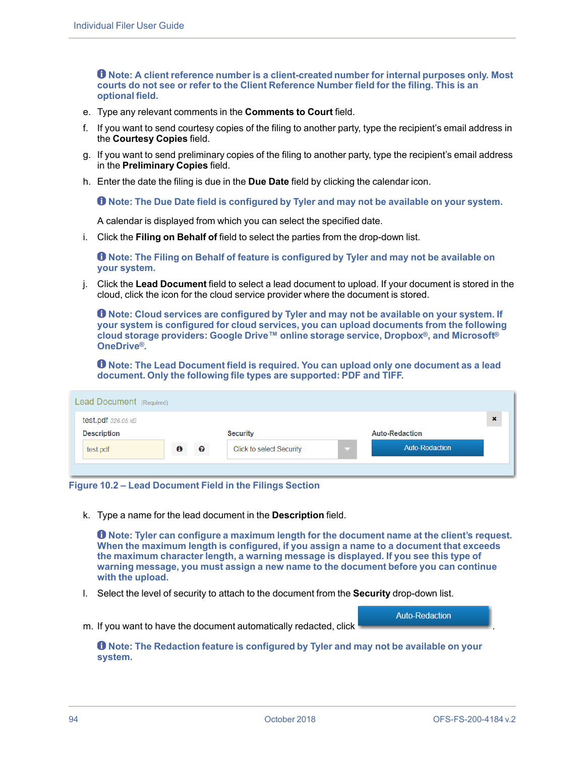**Note: A client reference number is a client-created number for internal purposes only. Most courts do not see or refer to the Client Reference Number field for the filing. This is an optional field.**

e. Type any relevant comments in the **Comments to Court** field.

f. If you want to send courtesy copies of the filing to another party, type the recipient's email address in the **Courtesy Copies** field.

g. If you want to send preliminary copies of the filing to another party, type the recipient's email address in the **Preliminary Copies** field.

h. Enter the date the filing is due in the **Due Date** field by clicking the calendar icon.

**Note: The Due Date field is configured by Tyler and may not be available on your system.**

A calendar is displayed from which you can select the specified date.

i. Click the **Filing on Behalf of** field to select the parties from the drop-down list.

**Note: The Filing on Behalf of feature is configured by Tyler and may not be available on your system.**

j. Click the **Lead Document** field to select a lead document to upload. If your document is stored in the cloud, click the icon for the cloud service provider where the document is stored.

**Note: Cloud services are configured by Tyler and may not be available on your system. If your system is configured for cloud services, you can upload documents from the following cloud storage providers: Google Drive™ online storage service, Dropbox®, and Microsoft® OneDrive®.**

**Note: The Lead Document field is required. You can upload only one document as a lead document. Only the following file types are supported: PDF and TIFF.**

Lead Document (Required)

test.pdf 326.05 kB

Description: test.pdf | Security: Click to select Security | Auto-Redaction: Auto-Redaction

**Figure 10.2 – Lead Document Field in the Filings Section**

k. Type a name for the lead document in the **Description** field.

**Note: Tyler can configure a maximum length for the document name at the client's request. When the maximum length is configured, if you assign a name to a document that exceeds the maximum character length, a warning message is displayed. If you see this type of warning message, you must assign a new name to the document before you can continue with the upload.**

l. Select the level of security to attach to the document from the **Security** drop-down list.

m. If you want to have the document automatically redacted, click Auto-Redaction.

**Note: The Redaction feature is configured by Tyler and may not be available on your system.**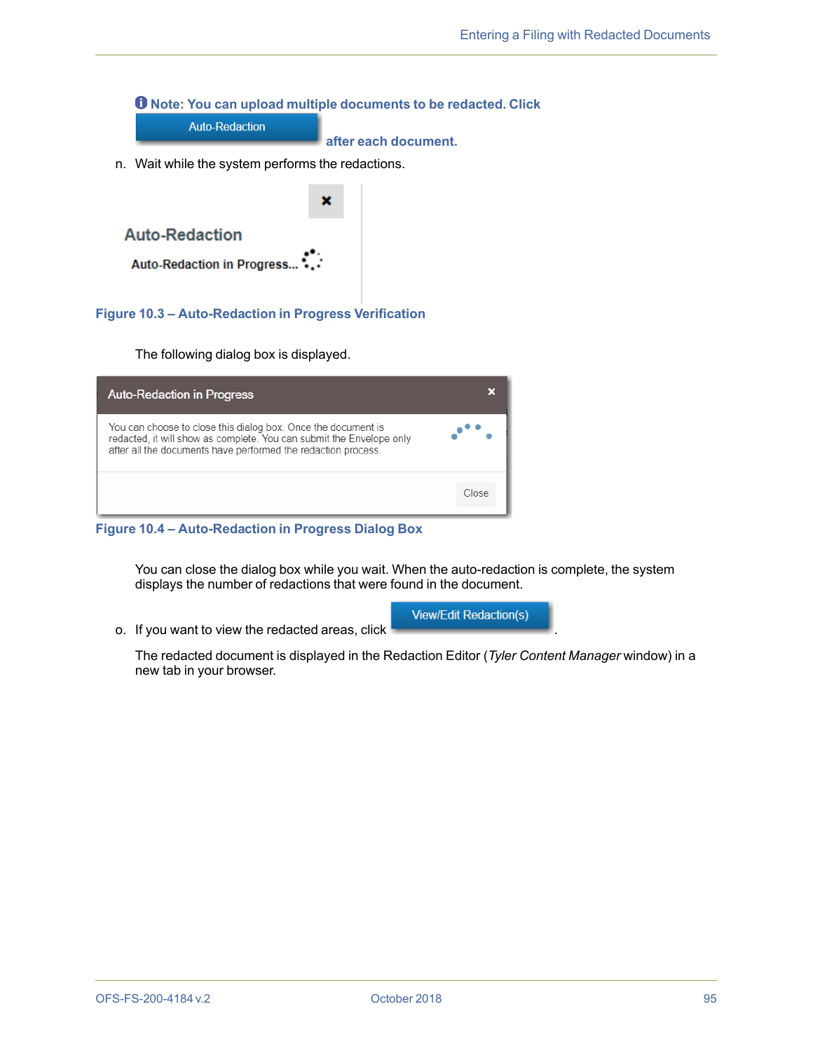**Note: You can upload multiple documents to be redacted. Click Auto-Redaction after each document.**

n. Wait while the system performs the redactions.

Auto-Redaction

Auto-Redaction in Progress...

**Figure 10.3 – Auto-Redaction in Progress Verification**

The following dialog box is displayed.

Auto-Redaction in Progress

You can choose to close this dialog box. Once the document is redacted, it will show as complete. You can submit the Envelope only after all the documents have performed the redaction process.

Close

**Figure 10.4 – Auto-Redaction in Progress Dialog Box**

You can close the dialog box while you wait. When the auto-redaction is complete, the system displays the number of redactions that were found in the document.

o. If you want to view the redacted areas, click View/Edit Redaction(s).

The redacted document is displayed in the Redaction Editor (*Tyler Content Manager* window) in a new tab in your browser.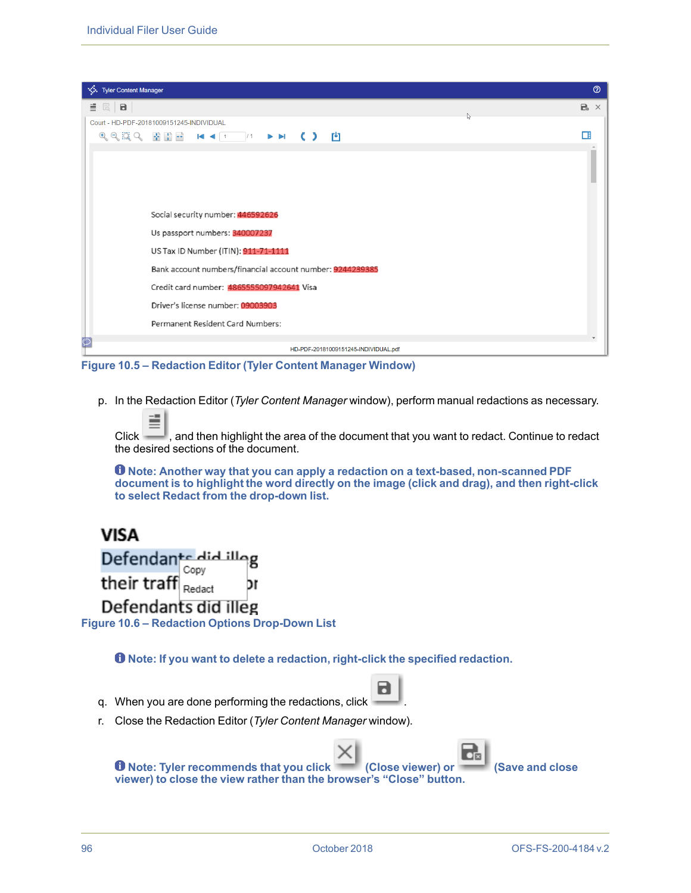**Figure 10.5 – Redaction Editor (Tyler Content Manager Window)**

p. In the Redaction Editor (*Tyler Content Manager* window), perform manual redactions as necessary. Click , and then highlight the area of the document that you want to redact. Continue to redact the desired sections of the document.

**Note: Another way that you can apply a redaction on a text-based, non-scanned PDF document is to highlight the word directly on the image (click and drag), and then right-click to select Redact from the drop-down list.**

**Figure 10.6 – Redaction Options Drop-Down List**

**Note: If you want to delete a redaction, right-click the specified redaction.**

q. When you are done performing the redactions, click .

r. Close the Redaction Editor (*Tyler Content Manager* window).

**Note: Tyler recommends that you click (Close viewer) or (Save and close viewer) to close the view rather than the browser's "Close" button.**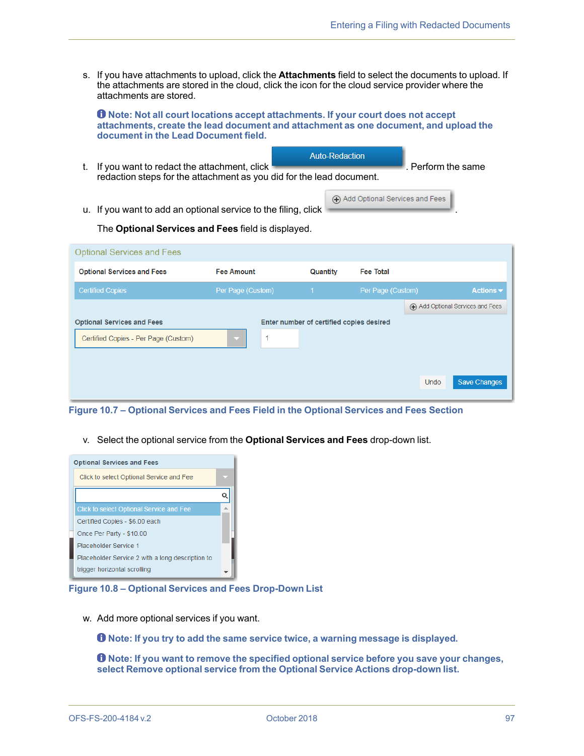s. If you have attachments to upload, click the **Attachments** field to select the documents to upload. If the attachments are stored in the cloud, click the icon for the cloud service provider where the attachments are stored.

   **Note: Not all court locations accept attachments. If your court does not accept attachments, create the lead document and attachment as one document, and upload the document in the Lead Document field.**

t. If you want to redact the attachment, click Auto-Redaction. Perform the same redaction steps for the attachment as you did for the lead document.

u. If you want to add an optional service to the filing, click Add Optional Services and Fees.

   The **Optional Services and Fees** field is displayed.

Figure 10.7 – Optional Services and Fees Field in the Optional Services and Fees Section

v. Select the optional service from the **Optional Services and Fees** drop-down list.

Figure 10.8 – Optional Services and Fees Drop-Down List

w. Add more optional services if you want.

   **Note: If you try to add the same service twice, a warning message is displayed.**

   **Note: If you want to remove the specified optional service before you save your changes, select Remove optional service from the Optional Service Actions drop-down list.**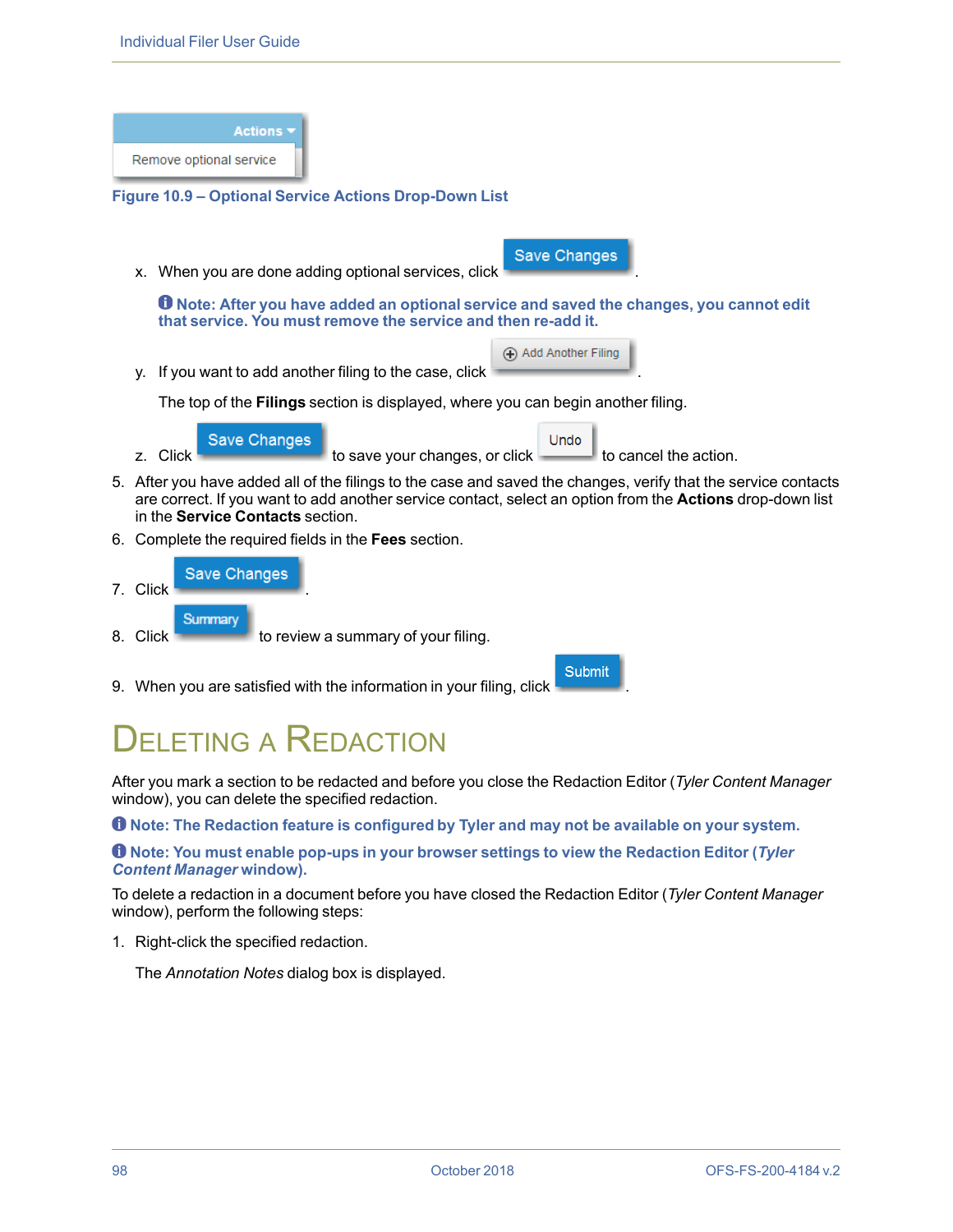Actions ▾

Remove optional service

**Figure 10.9 – Optional Service Actions Drop-Down List**

x. When you are done adding optional services, click Save Changes.

**Note: After you have added an optional service and saved the changes, you cannot edit that service. You must remove the service and then re-add it.**

y. If you want to add another filing to the case, click Add Another Filing.

The top of the **Filings** section is displayed, where you can begin another filing.

z. Click Save Changes to save your changes, or click Undo to cancel the action.

5. After you have added all of the filings to the case and saved the changes, verify that the service contacts are correct. If you want to add another service contact, select an option from the **Actions** drop-down list in the **Service Contacts** section.
6. Complete the required fields in the **Fees** section.
7. Click Save Changes.
8. Click Summary to review a summary of your filing.
9. When you are satisfied with the information in your filing, click Submit.

# Deleting a Redaction

After you mark a section to be redacted and before you close the Redaction Editor (*Tyler Content Manager* window), you can delete the specified redaction.

**Note: The Redaction feature is configured by Tyler and may not be available on your system.**

**Note: You must enable pop-ups in your browser settings to view the Redaction Editor (*Tyler Content Manager* window).**

To delete a redaction in a document before you have closed the Redaction Editor (*Tyler Content Manager* window), perform the following steps:

1. Right-click the specified redaction.

   The *Annotation Notes* dialog box is displayed.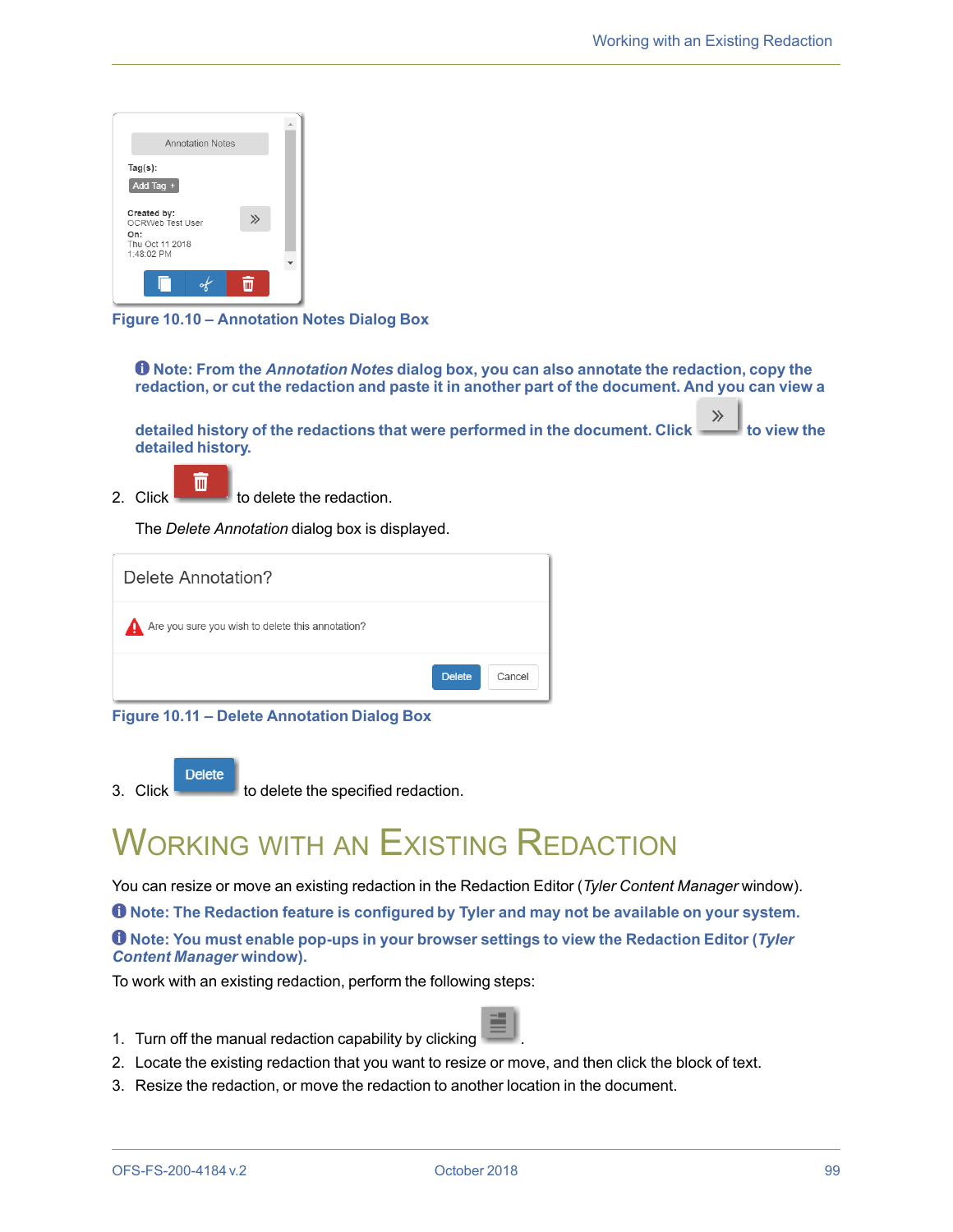Figure 10.10 – Annotation Notes Dialog Box

**Note: From the *Annotation Notes* dialog box, you can also annotate the redaction, copy the redaction, or cut the redaction and paste it in another part of the document. And you can view a detailed history of the redactions that were performed in the document. Click » to view the detailed history.**

2. Click [delete icon] to delete the redaction.

   The *Delete Annotation* dialog box is displayed.

Figure 10.11 – Delete Annotation Dialog Box

3. Click **Delete** to delete the specified redaction.

# Working with an Existing Redaction

You can resize or move an existing redaction in the Redaction Editor (*Tyler Content Manager* window).

**Note: The Redaction feature is configured by Tyler and may not be available on your system.**

**Note: You must enable pop-ups in your browser settings to view the Redaction Editor (*Tyler Content Manager* window).**

To work with an existing redaction, perform the following steps:

1. Turn off the manual redaction capability by clicking [icon].
2. Locate the existing redaction that you want to resize or move, and then click the block of text.
3. Resize the redaction, or move the redaction to another location in the document.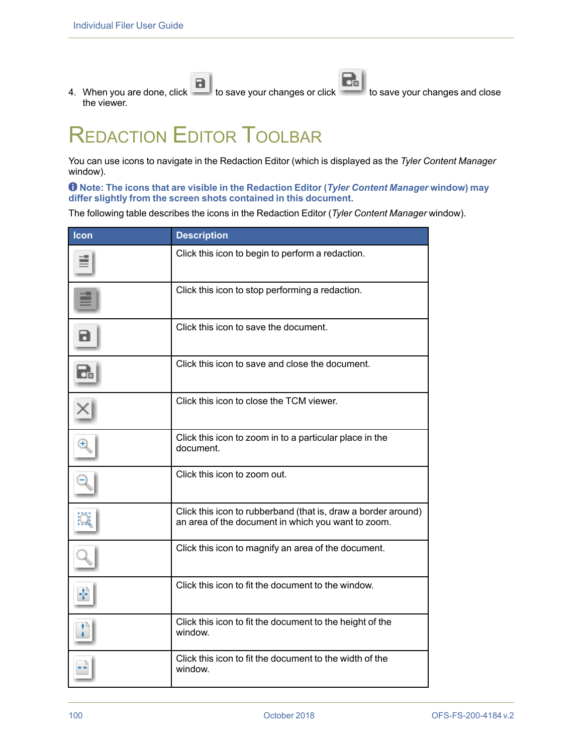4. When you are done, click to save your changes or click to save your changes and close the viewer.

## Redaction Editor Toolbar

You can use icons to navigate in the Redaction Editor (which is displayed as the *Tyler Content Manager* window).

**Note: The icons that are visible in the Redaction Editor (*Tyler Content Manager* window) may differ slightly from the screen shots contained in this document.**

The following table describes the icons in the Redaction Editor (*Tyler Content Manager* window).

| Icon | Description |
| --- | --- |
| | Click this icon to begin to perform a redaction. |
| | Click this icon to stop performing a redaction. |
| | Click this icon to save the document. |
| | Click this icon to save and close the document. |
| | Click this icon to close the TCM viewer. |
| | Click this icon to zoom in to a particular place in the document. |
| | Click this icon to zoom out. |
| | Click this icon to rubberband (that is, draw a border around) an area of the document in which you want to zoom. |
| | Click this icon to magnify an area of the document. |
| | Click this icon to fit the document to the window. |
| | Click this icon to fit the document to the height of the window. |
| | Click this icon to fit the document to the width of the window. |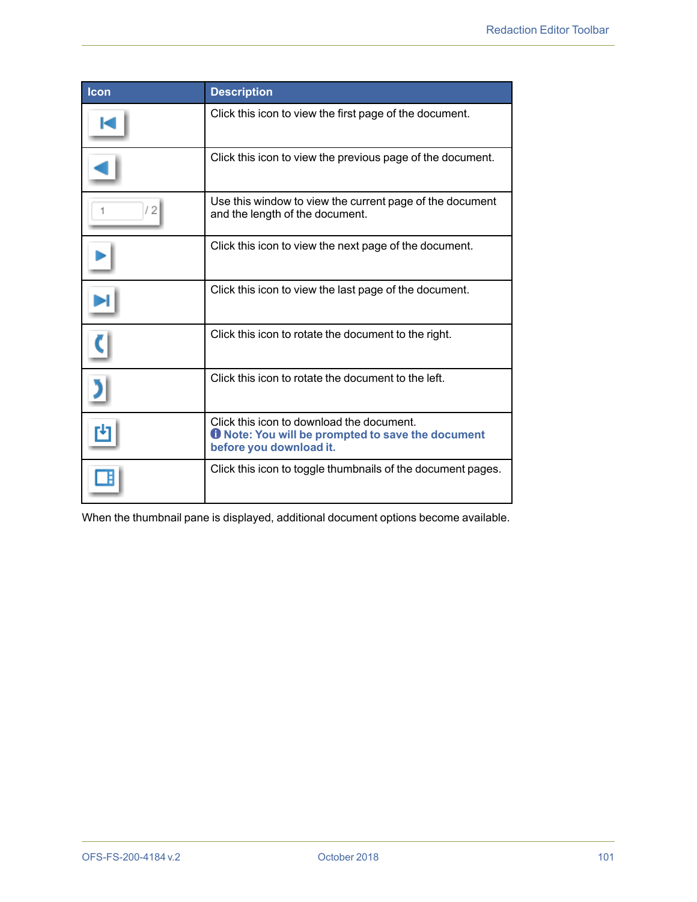| Icon | Description |
| --- | --- |
| | Click this icon to view the first page of the document. |
| | Click this icon to view the previous page of the document. |
| 1 / 2 | Use this window to view the current page of the document and the length of the document. |
| | Click this icon to view the next page of the document. |
| | Click this icon to view the last page of the document. |
| | Click this icon to rotate the document to the right. |
| | Click this icon to rotate the document to the left. |
| | Click this icon to download the document. **Note: You will be prompted to save the document before you download it.** |
| | Click this icon to toggle thumbnails of the document pages. |

When the thumbnail pane is displayed, additional document options become available.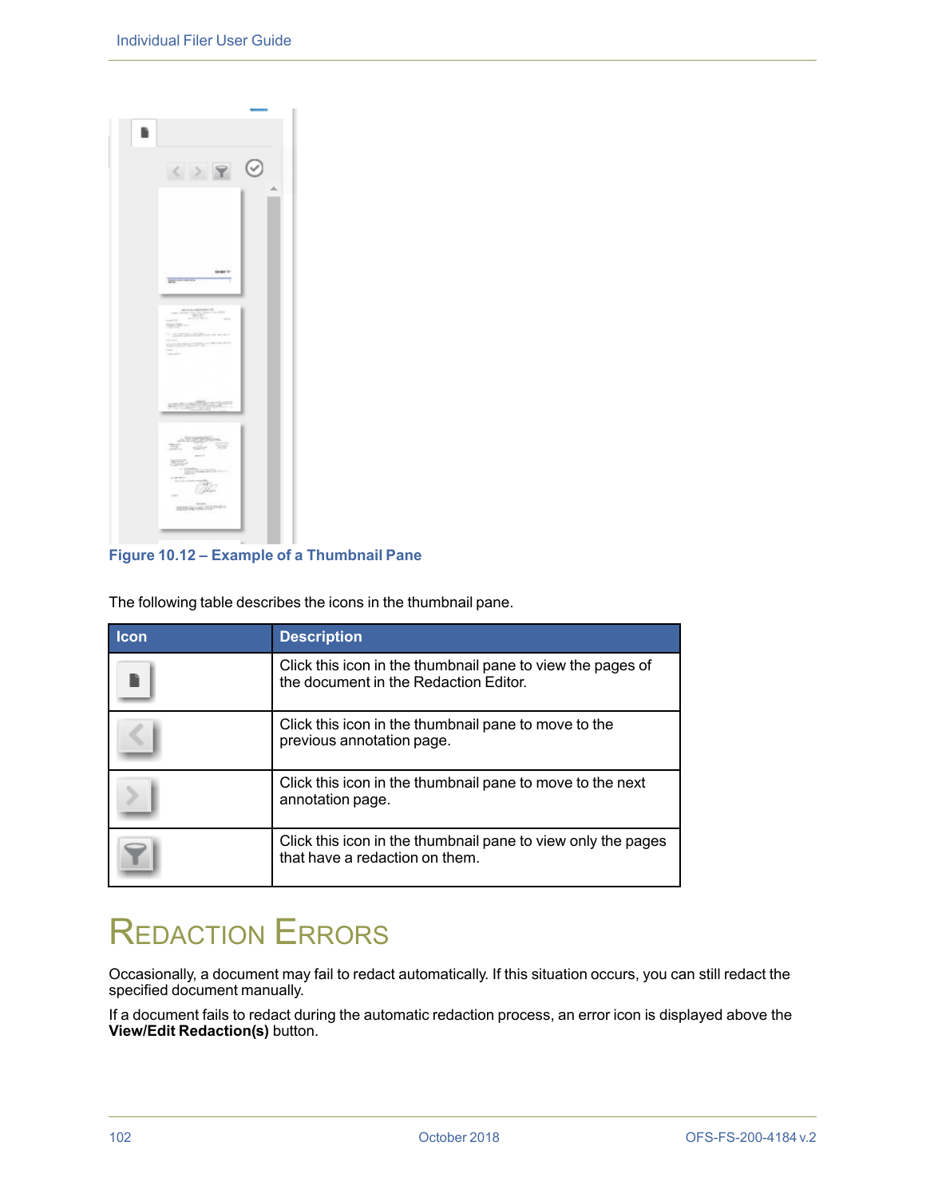Figure 10.12 – Example of a Thumbnail Pane

The following table describes the icons in the thumbnail pane.

| Icon | Description |
| --- | --- |
| | Click this icon in the thumbnail pane to view the pages of the document in the Redaction Editor. |
| | Click this icon in the thumbnail pane to move to the previous annotation page. |
| | Click this icon in the thumbnail pane to move to the next annotation page. |
| | Click this icon in the thumbnail pane to view only the pages that have a redaction on them. |

# Redaction Errors

Occasionally, a document may fail to redact automatically. If this situation occurs, you can still redact the specified document manually.

If a document fails to redact during the automatic redaction process, an error icon is displayed above the **View/Edit Redaction(s)** button.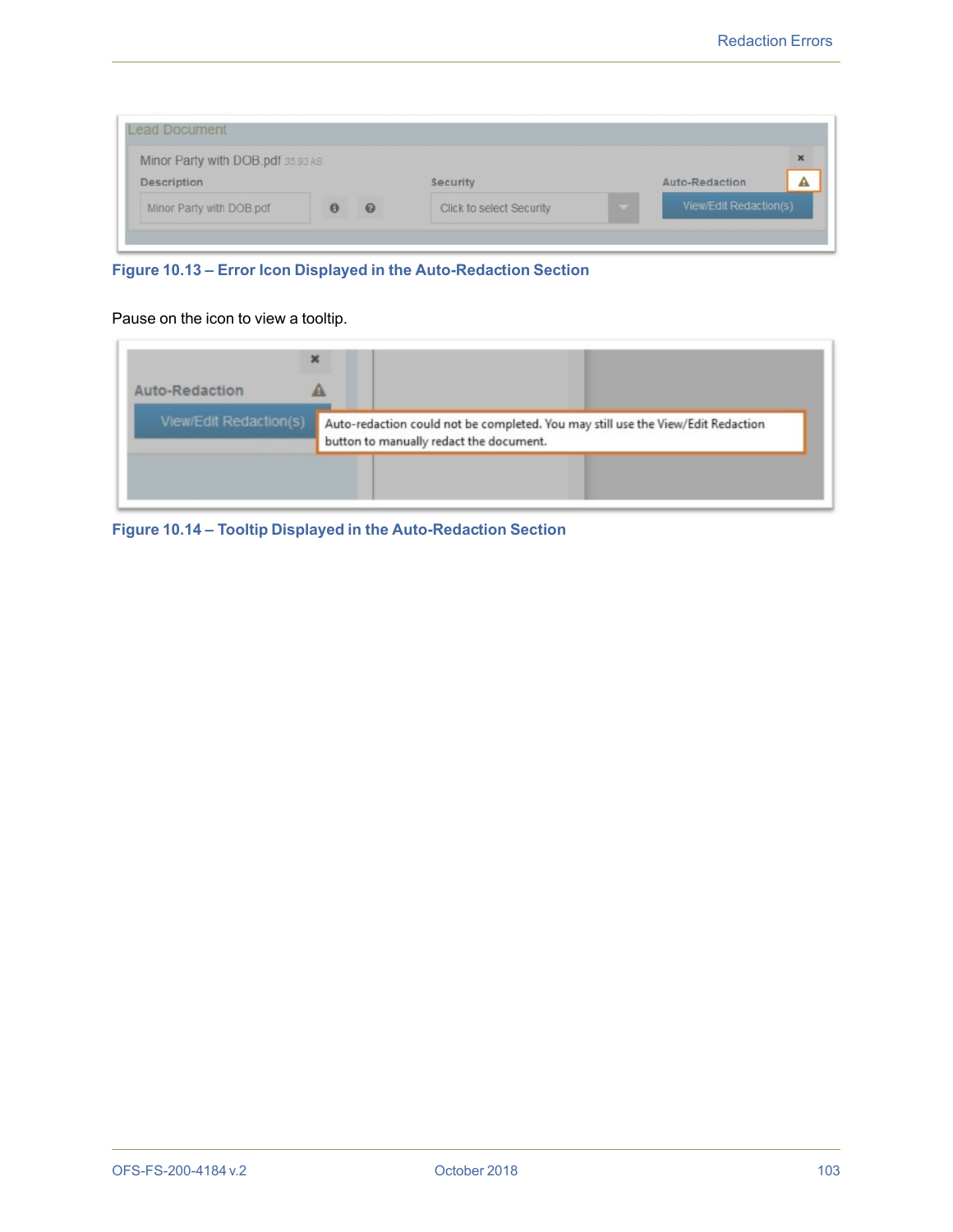**Figure 10.13 – Error Icon Displayed in the Auto-Redaction Section**

Pause on the icon to view a tooltip.

**Figure 10.14 – Tooltip Displayed in the Auto-Redaction Section**